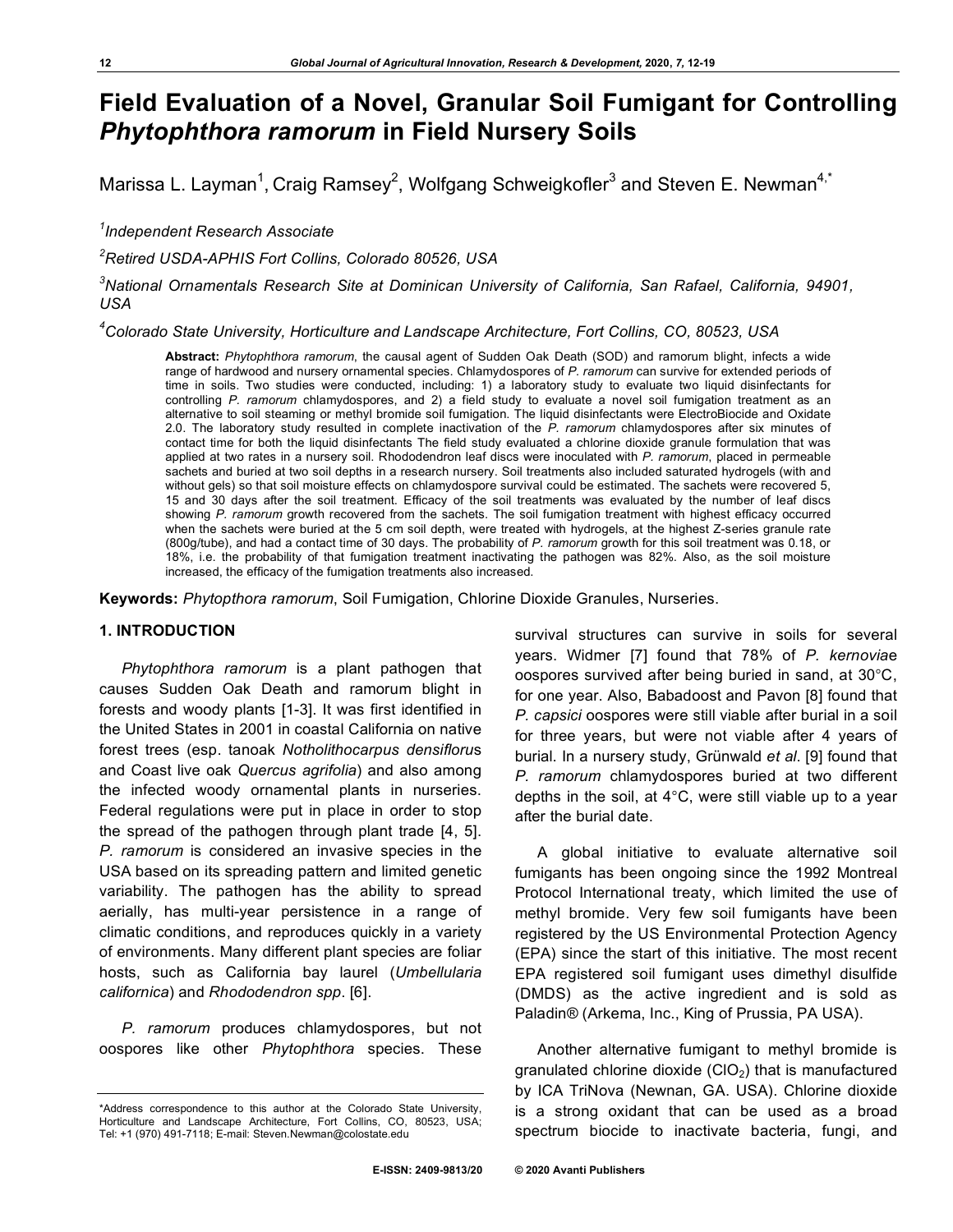# Field Evaluation of a Novel, Granular Soil Fumigant for Controlling *Phytophthora ramorum* in Field Nursery Soils

Marissa L. Layman[1], Craig Ramsey[2], Wolfgang Schweigkofler[3] and Steven E. Newman[4,*]

[1]*Independent Research Associate*

[2]*Retired USDA-APHIS Fort Collins, Colorado 80526, USA*

[3]*National Ornamentals Research Site at Dominican University of California, San Rafael, California, 94901, USA*

[4]*Colorado State University, Horticulture and Landscape Architecture, Fort Collins, CO, 80523, USA*

**Abstract:** *Phytophthora ramorum*, the causal agent of Sudden Oak Death (SOD) and ramorum blight, infects a wide range of hardwood and nursery ornamental species. Chlamydospores of *P. ramorum* can survive for extended periods of time in soils. Two studies were conducted, including: 1) a laboratory study to evaluate two liquid disinfectants for controlling *P. ramorum* chlamydospores, and 2) a field study to evaluate a novel soil fumigation treatment as an alternative to soil steaming or methyl bromide soil fumigation. The liquid disinfectants were ElectroBiocide and Oxidate 2.0. The laboratory study resulted in complete inactivation of the *P. ramorum* chlamydospores after six minutes of contact time for both the liquid disinfectants The field study evaluated a chlorine dioxide granule formulation that was applied at two rates in a nursery soil. Rhododendron leaf discs were inoculated with *P. ramorum*, placed in permeable sachets and buried at two soil depths in a research nursery. Soil treatments also included saturated hydrogels (with and without gels) so that soil moisture effects on chlamydospore survival could be estimated. The sachets were recovered 5, 15 and 30 days after the soil treatment. Efficacy of the soil treatments was evaluated by the number of leaf discs showing *P. ramorum* growth recovered from the sachets. The soil fumigation treatment with highest efficacy occurred when the sachets were buried at the 5 cm soil depth, were treated with hydrogels, at the highest Z-series granule rate (800g/tube), and had a contact time of 30 days. The probability of *P. ramorum* growth for this soil treatment was 0.18, or 18%, i.e. the probability of that fumigation treatment inactivating the pathogen was 82%. Also, as the soil moisture increased, the efficacy of the fumigation treatments also increased.

**Keywords:** *Phytopthora ramorum*, Soil Fumigation, Chlorine Dioxide Granules, Nurseries.

## 1. INTRODUCTION

*Phytophthora ramorum* is a plant pathogen that causes Sudden Oak Death and ramorum blight in forests and woody plants [1-3]. It was first identified in the United States in 2001 in coastal California on native forest trees (esp. tanoak *Notholithocarpus densiflorus* and Coast live oak *Quercus agrifolia*) and also among the infected woody ornamental plants in nurseries. Federal regulations were put in place in order to stop the spread of the pathogen through plant trade [4, 5]. *P. ramorum* is considered an invasive species in the USA based on its spreading pattern and limited genetic variability. The pathogen has the ability to spread aerially, has multi-year persistence in a range of climatic conditions, and reproduces quickly in a variety of environments. Many different plant species are foliar hosts, such as California bay laurel (*Umbellularia californica*) and *Rhododendron spp*. [6].

*P. ramorum* produces chlamydospores, but not oospores like other *Phytophthora* species. These survival structures can survive in soils for several years. Widmer [7] found that 78% of *P. kernoviae* oospores survived after being buried in sand, at 30°C, for one year. Also, Babadoost and Pavon [8] found that *P. capsici* oospores were still viable after burial in a soil for three years, but were not viable after 4 years of burial. In a nursery study, Grünwald *et al*. [9] found that *P. ramorum* chlamydospores buried at two different depths in the soil, at 4°C, were still viable up to a year after the burial date.

A global initiative to evaluate alternative soil fumigants has been ongoing since the 1992 Montreal Protocol International treaty, which limited the use of methyl bromide. Very few soil fumigants have been registered by the US Environmental Protection Agency (EPA) since the start of this initiative. The most recent EPA registered soil fumigant uses dimethyl disulfide (DMDS) as the active ingredient and is sold as Paladin® (Arkema, Inc., King of Prussia, PA USA).

Another alternative fumigant to methyl bromide is granulated chlorine dioxide ($ClO_2$) that is manufactured by ICA TriNova (Newnan, GA. USA). Chlorine dioxide is a strong oxidant that can be used as a broad spectrum biocide to inactivate bacteria, fungi, and

*Address correspondence to this author at the Colorado State University, Horticulture and Landscape Architecture, Fort Collins, CO, 80523, USA; Tel: +1 (970) 491-7118; E-mail: Steven.Newman@colostate.edu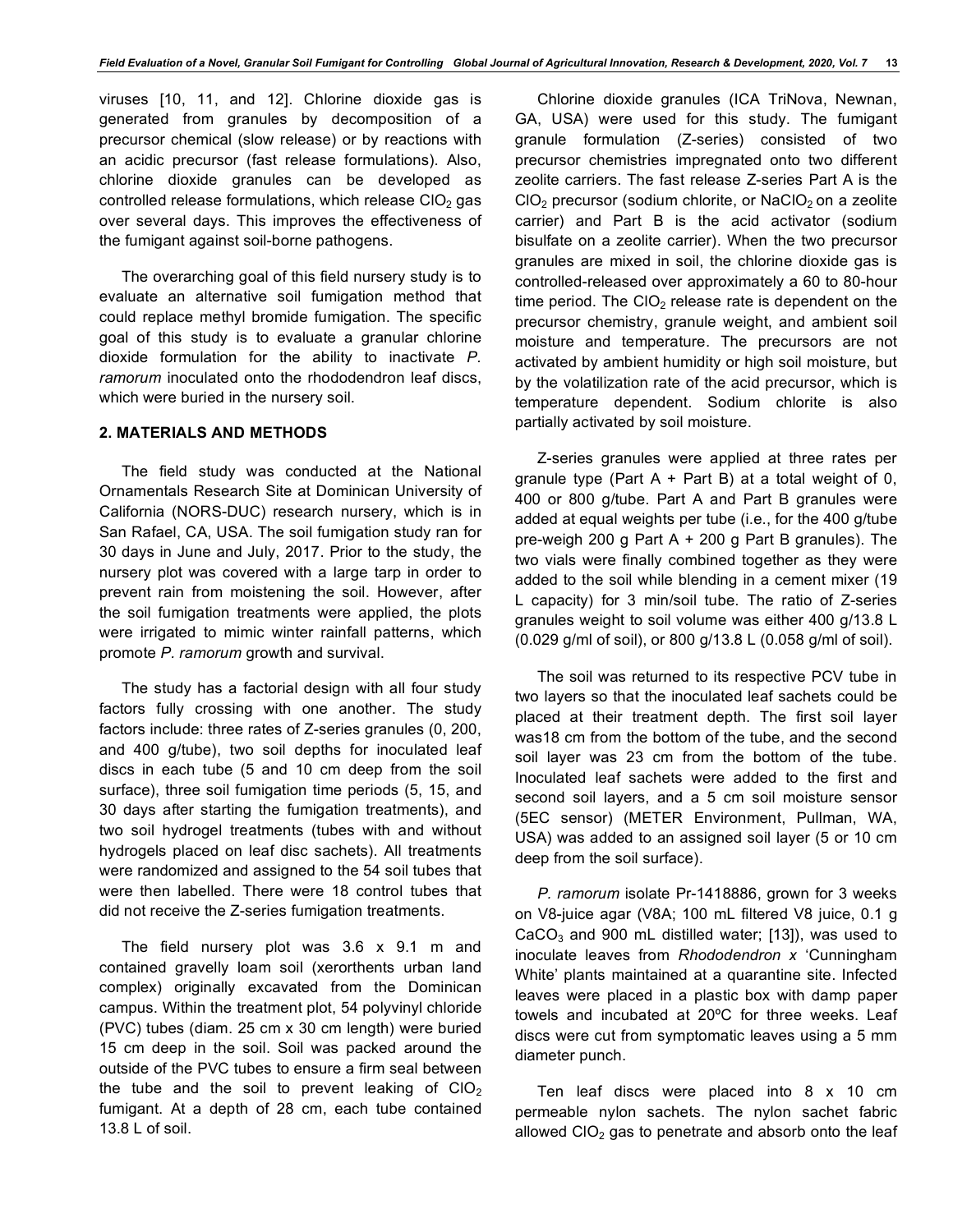viruses [10, 11, and 12]. Chlorine dioxide gas is generated from granules by decomposition of a precursor chemical (slow release) or by reactions with an acidic precursor (fast release formulations). Also, chlorine dioxide granules can be developed as controlled release formulations, which release $ClO_2$ gas over several days. This improves the effectiveness of the fumigant against soil-borne pathogens.

The overarching goal of this field nursery study is to evaluate an alternative soil fumigation method that could replace methyl bromide fumigation. The specific goal of this study is to evaluate a granular chlorine dioxide formulation for the ability to inactivate *P. ramorum* inoculated onto the rhododendron leaf discs, which were buried in the nursery soil.

## 2. MATERIALS AND METHODS

The field study was conducted at the National Ornamentals Research Site at Dominican University of California (NORS-DUC) research nursery, which is in San Rafael, CA, USA. The soil fumigation study ran for 30 days in June and July, 2017. Prior to the study, the nursery plot was covered with a large tarp in order to prevent rain from moistening the soil. However, after the soil fumigation treatments were applied, the plots were irrigated to mimic winter rainfall patterns, which promote *P. ramorum* growth and survival.

The study has a factorial design with all four study factors fully crossing with one another. The study factors include: three rates of Z-series granules (0, 200, and 400 g/tube), two soil depths for inoculated leaf discs in each tube (5 and 10 cm deep from the soil surface), three soil fumigation time periods (5, 15, and 30 days after starting the fumigation treatments), and two soil hydrogel treatments (tubes with and without hydrogels placed on leaf disc sachets). All treatments were randomized and assigned to the 54 soil tubes that were then labelled. There were 18 control tubes that did not receive the Z-series fumigation treatments.

The field nursery plot was 3.6 x 9.1 m and contained gravelly loam soil (xerorthents urban land complex) originally excavated from the Dominican campus. Within the treatment plot, 54 polyvinyl chloride (PVC) tubes (diam. 25 cm x 30 cm length) were buried 15 cm deep in the soil. Soil was packed around the outside of the PVC tubes to ensure a firm seal between the tube and the soil to prevent leaking of $ClO_2$ fumigant. At a depth of 28 cm, each tube contained 13.8 L of soil.

Chlorine dioxide granules (ICA TriNova, Newnan, GA, USA) were used for this study. The fumigant granule formulation (Z-series) consisted of two precursor chemistries impregnated onto two different zeolite carriers. The fast release Z-series Part A is the $ClO_2$ precursor (sodium chlorite, or $NaClO_2$ on a zeolite carrier) and Part B is the acid activator (sodium bisulfate on a zeolite carrier). When the two precursor granules are mixed in soil, the chlorine dioxide gas is controlled-released over approximately a 60 to 80-hour time period. The $ClO_2$ release rate is dependent on the precursor chemistry, granule weight, and ambient soil moisture and temperature. The precursors are not activated by ambient humidity or high soil moisture, but by the volatilization rate of the acid precursor, which is temperature dependent. Sodium chlorite is also partially activated by soil moisture.

Z-series granules were applied at three rates per granule type (Part A + Part B) at a total weight of 0, 400 or 800 g/tube. Part A and Part B granules were added at equal weights per tube (i.e., for the 400 g/tube pre-weigh 200 g Part A + 200 g Part B granules). The two vials were finally combined together as they were added to the soil while blending in a cement mixer (19 L capacity) for 3 min/soil tube. The ratio of Z-series granules weight to soil volume was either 400 g/13.8 L (0.029 g/ml of soil), or 800 g/13.8 L (0.058 g/ml of soil).

The soil was returned to its respective PCV tube in two layers so that the inoculated leaf sachets could be placed at their treatment depth. The first soil layer was18 cm from the bottom of the tube, and the second soil layer was 23 cm from the bottom of the tube. Inoculated leaf sachets were added to the first and second soil layers, and a 5 cm soil moisture sensor (5EC sensor) (METER Environment, Pullman, WA, USA) was added to an assigned soil layer (5 or 10 cm deep from the soil surface).

*P. ramorum* isolate Pr-1418886, grown for 3 weeks on V8-juice agar (V8A; 100 mL filtered V8 juice, 0.1 g $CaCO_3$ and 900 mL distilled water; [13]), was used to inoculate leaves from *Rhododendron x* 'Cunningham White' plants maintained at a quarantine site. Infected leaves were placed in a plastic box with damp paper towels and incubated at 20ºC for three weeks. Leaf discs were cut from symptomatic leaves using a 5 mm diameter punch.

Ten leaf discs were placed into 8 x 10 cm permeable nylon sachets. The nylon sachet fabric allowed $ClO_2$ gas to penetrate and absorb onto the leaf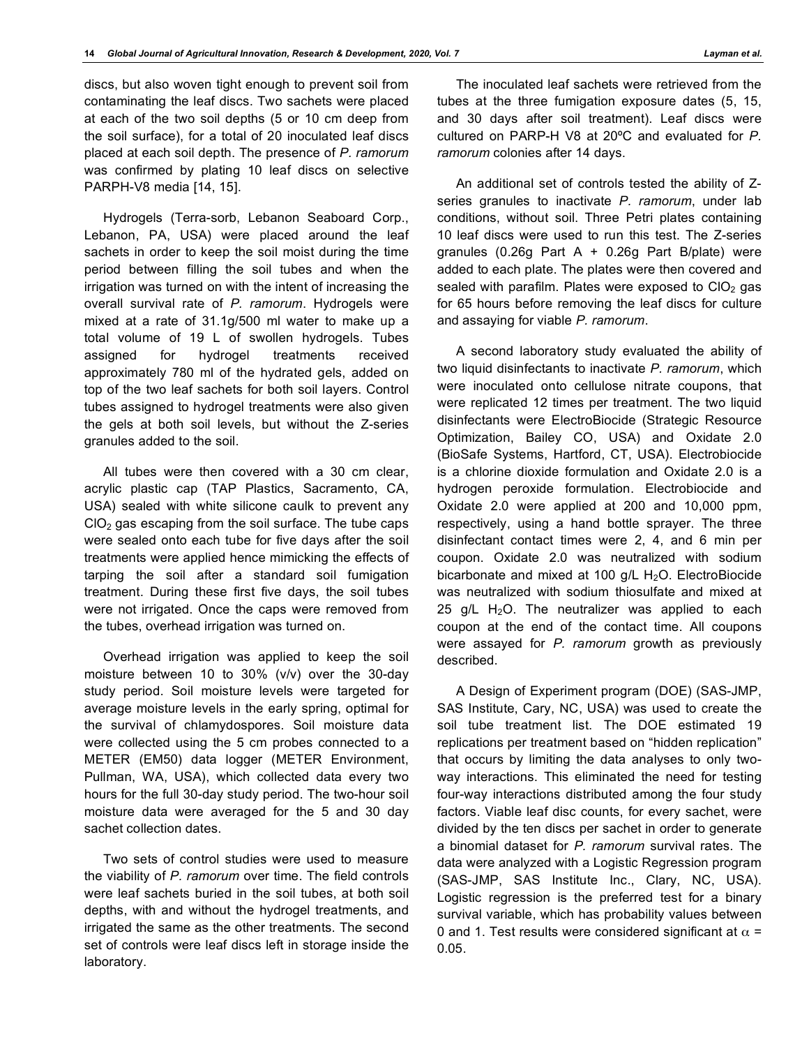discs, but also woven tight enough to prevent soil from contaminating the leaf discs. Two sachets were placed at each of the two soil depths (5 or 10 cm deep from the soil surface), for a total of 20 inoculated leaf discs placed at each soil depth. The presence of *P. ramorum* was confirmed by plating 10 leaf discs on selective PARPH-V8 media [14, 15].

Hydrogels (Terra-sorb, Lebanon Seaboard Corp., Lebanon, PA, USA) were placed around the leaf sachets in order to keep the soil moist during the time period between filling the soil tubes and when the irrigation was turned on with the intent of increasing the overall survival rate of *P. ramorum*. Hydrogels were mixed at a rate of 31.1g/500 ml water to make up a total volume of 19 L of swollen hydrogels. Tubes assigned for hydrogel treatments received approximately 780 ml of the hydrated gels, added on top of the two leaf sachets for both soil layers. Control tubes assigned to hydrogel treatments were also given the gels at both soil levels, but without the Z-series granules added to the soil.

All tubes were then covered with a 30 cm clear, acrylic plastic cap (TAP Plastics, Sacramento, CA, USA) sealed with white silicone caulk to prevent any $ClO_2$ gas escaping from the soil surface. The tube caps were sealed onto each tube for five days after the soil treatments were applied hence mimicking the effects of tarping the soil after a standard soil fumigation treatment. During these first five days, the soil tubes were not irrigated. Once the caps were removed from the tubes, overhead irrigation was turned on.

Overhead irrigation was applied to keep the soil moisture between 10 to 30% (v/v) over the 30-day study period. Soil moisture levels were targeted for average moisture levels in the early spring, optimal for the survival of chlamydospores. Soil moisture data were collected using the 5 cm probes connected to a METER (EM50) data logger (METER Environment, Pullman, WA, USA), which collected data every two hours for the full 30-day study period. The two-hour soil moisture data were averaged for the 5 and 30 day sachet collection dates.

Two sets of control studies were used to measure the viability of *P. ramorum* over time. The field controls were leaf sachets buried in the soil tubes, at both soil depths, with and without the hydrogel treatments, and irrigated the same as the other treatments. The second set of controls were leaf discs left in storage inside the laboratory.

The inoculated leaf sachets were retrieved from the tubes at the three fumigation exposure dates (5, 15, and 30 days after soil treatment). Leaf discs were cultured on PARP-H V8 at 20ºC and evaluated for *P. ramorum* colonies after 14 days.

An additional set of controls tested the ability of Z-series granules to inactivate *P. ramorum*, under lab conditions, without soil. Three Petri plates containing 10 leaf discs were used to run this test. The Z-series granules (0.26g Part A + 0.26g Part B/plate) were added to each plate. The plates were then covered and sealed with parafilm. Plates were exposed to $ClO_2$ gas for 65 hours before removing the leaf discs for culture and assaying for viable *P. ramorum*.

A second laboratory study evaluated the ability of two liquid disinfectants to inactivate *P. ramorum*, which were inoculated onto cellulose nitrate coupons, that were replicated 12 times per treatment. The two liquid disinfectants were ElectroBiocide (Strategic Resource Optimization, Bailey CO, USA) and Oxidate 2.0 (BioSafe Systems, Hartford, CT, USA). Electrobiocide is a chlorine dioxide formulation and Oxidate 2.0 is a hydrogen peroxide formulation. Electrobiocide and Oxidate 2.0 were applied at 200 and 10,000 ppm, respectively, using a hand bottle sprayer. The three disinfectant contact times were 2, 4, and 6 min per coupon. Oxidate 2.0 was neutralized with sodium bicarbonate and mixed at 100 g/L $H_2O$. ElectroBiocide was neutralized with sodium thiosulfate and mixed at 25 g/L $H_2O$. The neutralizer was applied to each coupon at the end of the contact time. All coupons were assayed for *P. ramorum* growth as previously described.

A Design of Experiment program (DOE) (SAS-JMP, SAS Institute, Cary, NC, USA) was used to create the soil tube treatment list. The DOE estimated 19 replications per treatment based on "hidden replication" that occurs by limiting the data analyses to only two-way interactions. This eliminated the need for testing four-way interactions distributed among the four study factors. Viable leaf disc counts, for every sachet, were divided by the ten discs per sachet in order to generate a binomial dataset for *P. ramorum* survival rates. The data were analyzed with a Logistic Regression program (SAS-JMP, SAS Institute Inc., Clary, NC, USA). Logistic regression is the preferred test for a binary survival variable, which has probability values between 0 and 1. Test results were considered significant at $\alpha$ = 0.05.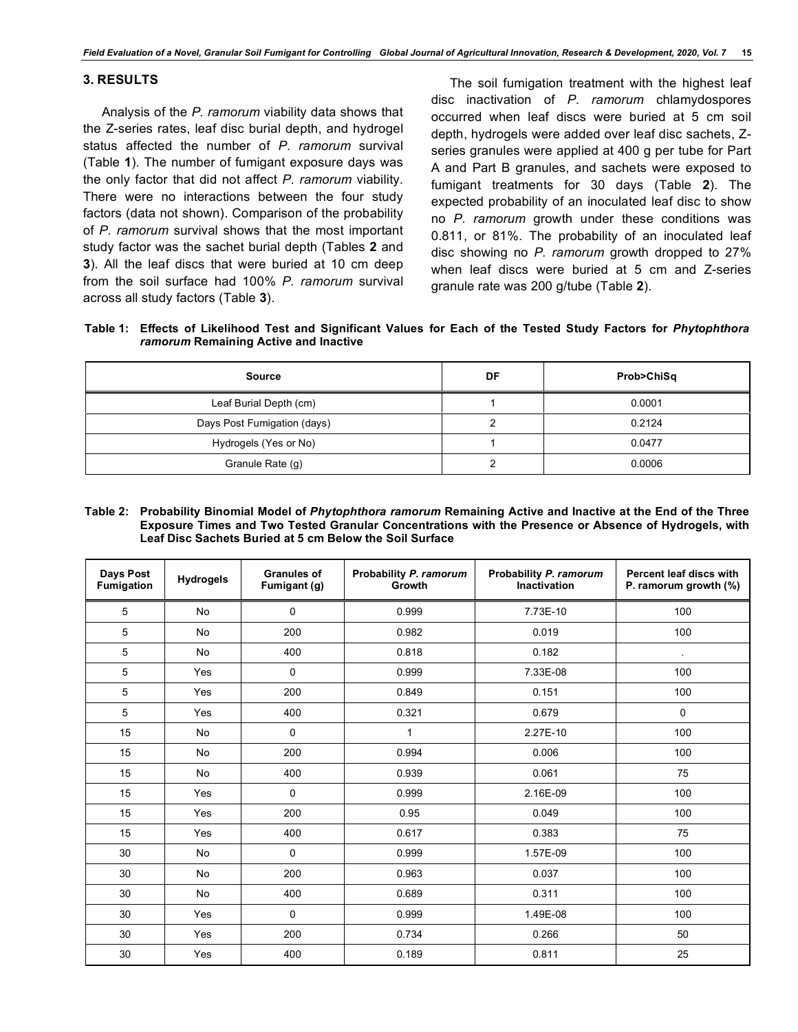## 3. RESULTS

Analysis of the *P. ramorum* viability data shows that the Z-series rates, leaf disc burial depth, and hydrogel status affected the number of *P. ramorum* survival (Table **1**). The number of fumigant exposure days was the only factor that did not affect *P. ramorum* viability. There were no interactions between the four study factors (data not shown). Comparison of the probability of *P. ramorum* survival shows that the most important study factor was the sachet burial depth (Tables **2** and **3**). All the leaf discs that were buried at 10 cm deep from the soil surface had 100% *P. ramorum* survival across all study factors (Table **3**).

The soil fumigation treatment with the highest leaf disc inactivation of *P. ramorum* chlamydospores occurred when leaf discs were buried at 5 cm soil depth, hydrogels were added over leaf disc sachets, Z-series granules were applied at 400 g per tube for Part A and Part B granules, and sachets were exposed to fumigant treatments for 30 days (Table **2**). The expected probability of an inoculated leaf disc to show no *P. ramorum* growth under these conditions was 0.811, or 81%. The probability of an inoculated leaf disc showing no *P. ramorum* growth dropped to 27% when leaf discs were buried at 5 cm and Z-series granule rate was 200 g/tube (Table **2**).

**Table 1: Effects of Likelihood Test and Significant Values for Each of the Tested Study Factors for *Phytophthora ramorum* Remaining Active and Inactive**

| Source | DF | Prob>ChiSq |
|---|---|---|
| Leaf Burial Depth (cm) | 1 | 0.0001 |
| Days Post Fumigation (days) | 2 | 0.2124 |
| Hydrogels (Yes or No) | 1 | 0.0477 |
| Granule Rate (g) | 2 | 0.0006 |

**Table 2: Probability Binomial Model of *Phytophthora ramorum* Remaining Active and Inactive at the End of the Three Exposure Times and Two Tested Granular Concentrations with the Presence or Absence of Hydrogels, with Leaf Disc Sachets Buried at 5 cm Below the Soil Surface**

| Days Post Fumigation | Hydrogels | Granules of Fumigant (g) | Probability *P. ramorum* Growth | Probability *P. ramorum* Inactivation | Percent leaf discs with P. ramorum growth (%) |
|---|---|---|---|---|---|
| 5 | No | 0 | 0.999 | 7.73E-10 | 100 |
| 5 | No | 200 | 0.982 | 0.019 | 100 |
| 5 | No | 400 | 0.818 | 0.182 | . |
| 5 | Yes | 0 | 0.999 | 7.33E-08 | 100 |
| 5 | Yes | 200 | 0.849 | 0.151 | 100 |
| 5 | Yes | 400 | 0.321 | 0.679 | 0 |
| 15 | No | 0 | 1 | 2.27E-10 | 100 |
| 15 | No | 200 | 0.994 | 0.006 | 100 |
| 15 | No | 400 | 0.939 | 0.061 | 75 |
| 15 | Yes | 0 | 0.999 | 2.16E-09 | 100 |
| 15 | Yes | 200 | 0.95 | 0.049 | 100 |
| 15 | Yes | 400 | 0.617 | 0.383 | 75 |
| 30 | No | 0 | 0.999 | 1.57E-09 | 100 |
| 30 | No | 200 | 0.963 | 0.037 | 100 |
| 30 | No | 400 | 0.689 | 0.311 | 100 |
| 30 | Yes | 0 | 0.999 | 1.49E-08 | 100 |
| 30 | Yes | 200 | 0.734 | 0.266 | 50 |
| 30 | Yes | 400 | 0.189 | 0.811 | 25 |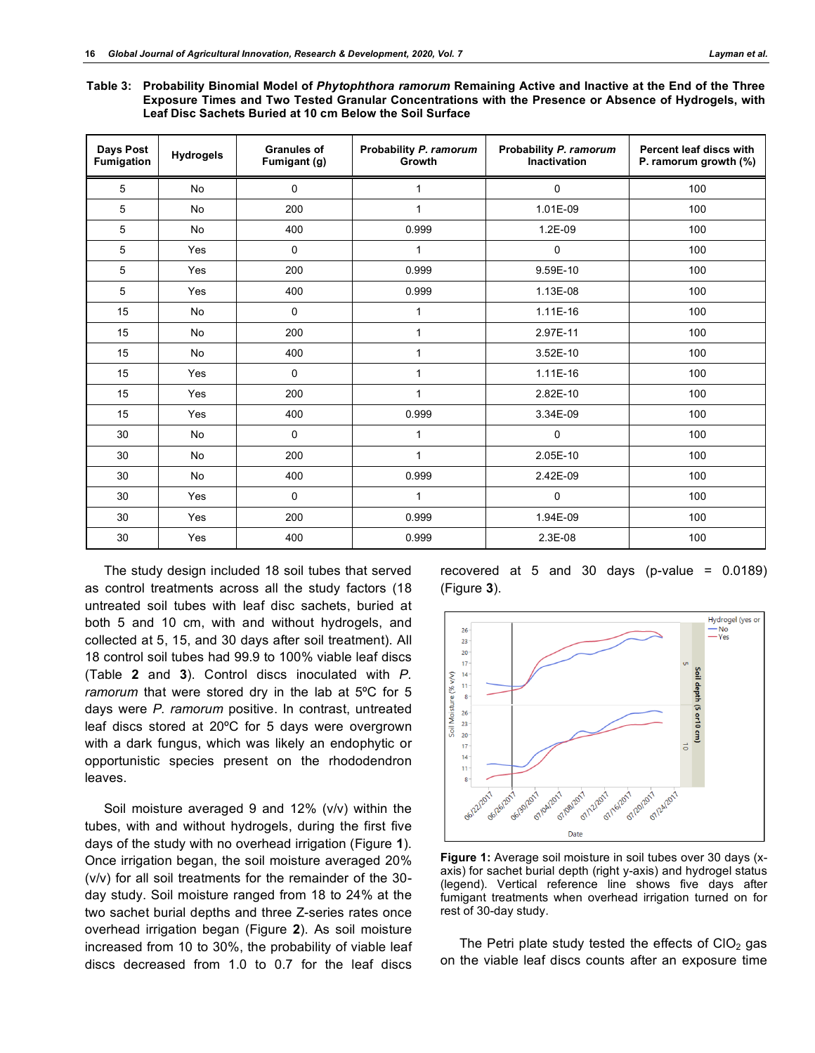**Table 3: Probability Binomial Model of *Phytophthora ramorum* Remaining Active and Inactive at the End of the Three Exposure Times and Two Tested Granular Concentrations with the Presence or Absence of Hydrogels, with Leaf Disc Sachets Buried at 10 cm Below the Soil Surface**

| Days Post Fumigation | Hydrogels | Granules of Fumigant (g) | Probability *P. ramorum* Growth | Probability *P. ramorum* Inactivation | Percent leaf discs with P. ramorum growth (%) |
|---|---|---|---|---|---|
| 5 | No | 0 | 1 | 0 | 100 |
| 5 | No | 200 | 1 | 1.01E-09 | 100 |
| 5 | No | 400 | 0.999 | 1.2E-09 | 100 |
| 5 | Yes | 0 | 1 | 0 | 100 |
| 5 | Yes | 200 | 0.999 | 9.59E-10 | 100 |
| 5 | Yes | 400 | 0.999 | 1.13E-08 | 100 |
| 15 | No | 0 | 1 | 1.11E-16 | 100 |
| 15 | No | 200 | 1 | 2.97E-11 | 100 |
| 15 | No | 400 | 1 | 3.52E-10 | 100 |
| 15 | Yes | 0 | 1 | 1.11E-16 | 100 |
| 15 | Yes | 200 | 1 | 2.82E-10 | 100 |
| 15 | Yes | 400 | 0.999 | 3.34E-09 | 100 |
| 30 | No | 0 | 1 | 0 | 100 |
| 30 | No | 200 | 1 | 2.05E-10 | 100 |
| 30 | No | 400 | 0.999 | 2.42E-09 | 100 |
| 30 | Yes | 0 | 1 | 0 | 100 |
| 30 | Yes | 200 | 0.999 | 1.94E-09 | 100 |
| 30 | Yes | 400 | 0.999 | 2.3E-08 | 100 |

The study design included 18 soil tubes that served as control treatments across all the study factors (18 untreated soil tubes with leaf disc sachets, buried at both 5 and 10 cm, with and without hydrogels, and collected at 5, 15, and 30 days after soil treatment). All 18 control soil tubes had 99.9 to 100% viable leaf discs (Table **2** and **3**). Control discs inoculated with *P. ramorum* that were stored dry in the lab at 5ºC for 5 days were *P. ramorum* positive. In contrast, untreated leaf discs stored at 20ºC for 5 days were overgrown with a dark fungus, which was likely an endophytic or opportunistic species present on the rhododendron leaves.

Soil moisture averaged 9 and 12% (v/v) within the tubes, with and without hydrogels, during the first five days of the study with no overhead irrigation (Figure **1**). Once irrigation began, the soil moisture averaged 20% (v/v) for all soil treatments for the remainder of the 30-day study. Soil moisture ranged from 18 to 24% at the two sachet burial depths and three Z-series rates once overhead irrigation began (Figure **2**). As soil moisture increased from 10 to 30%, the probability of viable leaf discs decreased from 1.0 to 0.7 for the leaf discs recovered at 5 and 30 days (p-value = 0.0189) (Figure **3**).

**Figure 1:** Average soil moisture in soil tubes over 30 days (x-axis) for sachet burial depth (right y-axis) and hydrogel status (legend). Vertical reference line shows five days after fumigant treatments when overhead irrigation turned on for rest of 30-day study.

The Petri plate study tested the effects of $ClO_2$ gas on the viable leaf discs counts after an exposure time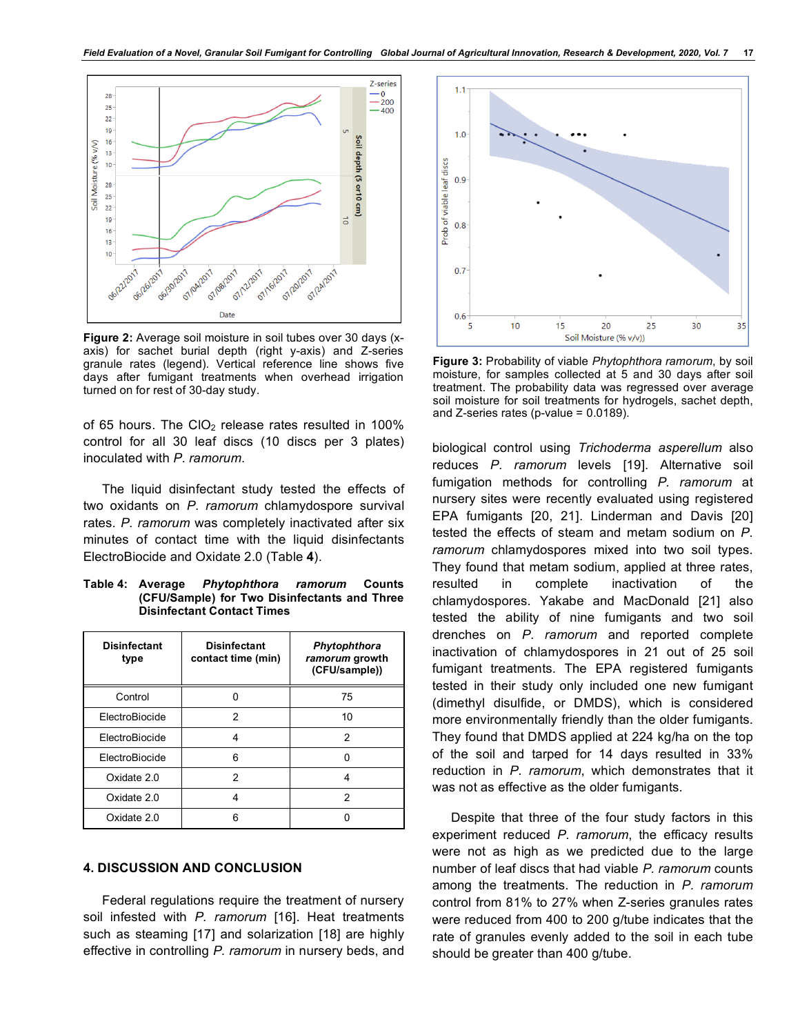**Figure 2:** Average soil moisture in soil tubes over 30 days (x-axis) for sachet burial depth (right y-axis) and Z-series granule rates (legend). Vertical reference line shows five days after fumigant treatments when overhead irrigation turned on for rest of 30-day study.

of 65 hours. The $ClO_2$ release rates resulted in 100% control for all 30 leaf discs (10 discs per 3 plates) inoculated with *P. ramorum*.

The liquid disinfectant study tested the effects of two oxidants on *P. ramorum* chlamydospore survival rates. *P. ramorum* was completely inactivated after six minutes of contact time with the liquid disinfectants ElectroBiocide and Oxidate 2.0 (Table **4**).

**Table 4: Average *Phytophthora ramorum* Counts (CFU/Sample) for Two Disinfectants and Three Disinfectant Contact Times**

| Disinfectant type | Disinfectant contact time (min) | *Phytophthora ramorum* growth (CFU/sample)) |
|---|---|---|
| Control | 0 | 75 |
| ElectroBiocide | 2 | 10 |
| ElectroBiocide | 4 | 2 |
| ElectroBiocide | 6 | 0 |
| Oxidate 2.0 | 2 | 4 |
| Oxidate 2.0 | 4 | 2 |
| Oxidate 2.0 | 6 | 0 |

## 4. DISCUSSION AND CONCLUSION

Federal regulations require the treatment of nursery soil infested with *P. ramorum* [16]. Heat treatments such as steaming [17] and solarization [18] are highly effective in controlling *P. ramorum* in nursery beds, and biological control using *Trichoderma asperellum* also reduces *P. ramorum* levels [19]. Alternative soil fumigation methods for controlling *P. ramorum* at nursery sites were recently evaluated using registered EPA fumigants [20, 21]. Linderman and Davis [20] tested the effects of steam and metam sodium on *P. ramorum* chlamydospores mixed into two soil types. They found that metam sodium, applied at three rates, resulted in complete inactivation of the chlamydospores. Yakabe and MacDonald [21] also tested the ability of nine fumigants and two soil drenches on *P. ramorum* and reported complete inactivation of chlamydospores in 21 out of 25 soil fumigant treatments. The EPA registered fumigants tested in their study only included one new fumigant (dimethyl disulfide, or DMDS), which is considered more environmentally friendly than the older fumigants. They found that DMDS applied at 224 kg/ha on the top of the soil and tarped for 14 days resulted in 33% reduction in *P. ramorum*, which demonstrates that it was not as effective as the older fumigants.

**Figure 3:** Probability of viable *Phytophthora ramorum*, by soil moisture, for samples collected at 5 and 30 days after soil treatment. The probability data was regressed over average soil moisture for soil treatments for hydrogels, sachet depth, and Z-series rates (p-value = 0.0189).

Despite that three of the four study factors in this experiment reduced *P. ramorum*, the efficacy results were not as high as we predicted due to the large number of leaf discs that had viable *P. ramorum* counts among the treatments. The reduction in *P. ramorum* control from 81% to 27% when Z-series granules rates were reduced from 400 to 200 g/tube indicates that the rate of granules evenly added to the soil in each tube should be greater than 400 g/tube.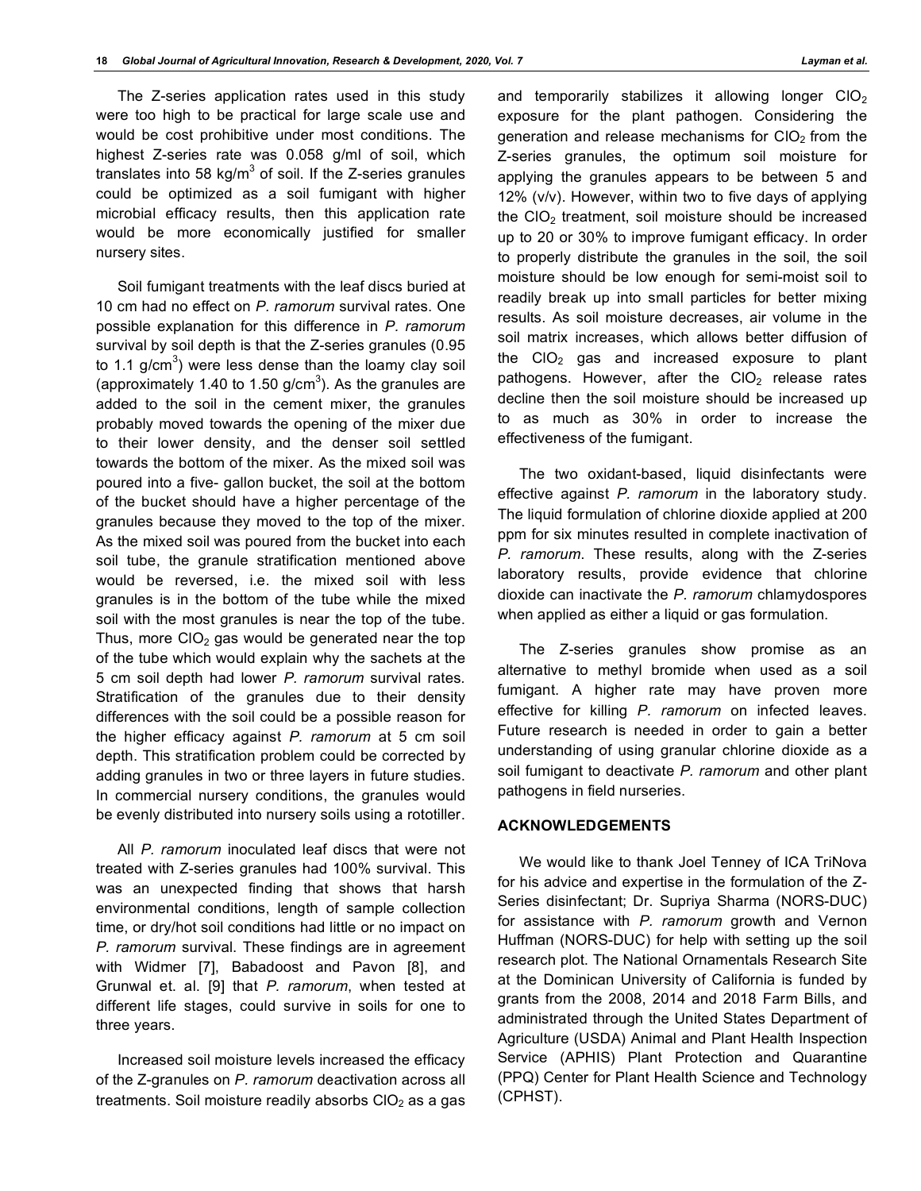The Z-series application rates used in this study were too high to be practical for large scale use and would be cost prohibitive under most conditions. The highest Z-series rate was 0.058 g/ml of soil, which translates into 58 kg/m$^3$ of soil. If the Z-series granules could be optimized as a soil fumigant with higher microbial efficacy results, then this application rate would be more economically justified for smaller nursery sites.

Soil fumigant treatments with the leaf discs buried at 10 cm had no effect on *P. ramorum* survival rates. One possible explanation for this difference in *P. ramorum* survival by soil depth is that the Z-series granules (0.95 to 1.1 g/cm$^3$) were less dense than the loamy clay soil (approximately 1.40 to 1.50 g/cm$^3$). As the granules are added to the soil in the cement mixer, the granules probably moved towards the opening of the mixer due to their lower density, and the denser soil settled towards the bottom of the mixer. As the mixed soil was poured into a five- gallon bucket, the soil at the bottom of the bucket should have a higher percentage of the granules because they moved to the top of the mixer. As the mixed soil was poured from the bucket into each soil tube, the granule stratification mentioned above would be reversed, i.e. the mixed soil with less granules is in the bottom of the tube while the mixed soil with the most granules is near the top of the tube. Thus, more $ClO_2$ gas would be generated near the top of the tube which would explain why the sachets at the 5 cm soil depth had lower *P. ramorum* survival rates. Stratification of the granules due to their density differences with the soil could be a possible reason for the higher efficacy against *P. ramorum* at 5 cm soil depth. This stratification problem could be corrected by adding granules in two or three layers in future studies. In commercial nursery conditions, the granules would be evenly distributed into nursery soils using a rototiller.

All *P. ramorum* inoculated leaf discs that were not treated with Z-series granules had 100% survival. This was an unexpected finding that shows that harsh environmental conditions, length of sample collection time, or dry/hot soil conditions had little or no impact on *P. ramorum* survival. These findings are in agreement with Widmer [7], Babadoost and Pavon [8], and Grunwal et. al. [9] that *P. ramorum*, when tested at different life stages, could survive in soils for one to three years.

Increased soil moisture levels increased the efficacy of the Z-granules on *P. ramorum* deactivation across all treatments. Soil moisture readily absorbs $ClO_2$ as a gas and temporarily stabilizes it allowing longer $ClO_2$ exposure for the plant pathogen. Considering the generation and release mechanisms for $ClO_2$ from the Z-series granules, the optimum soil moisture for applying the granules appears to be between 5 and 12% (v/v). However, within two to five days of applying the $ClO_2$ treatment, soil moisture should be increased up to 20 or 30% to improve fumigant efficacy. In order to properly distribute the granules in the soil, the soil moisture should be low enough for semi-moist soil to readily break up into small particles for better mixing results. As soil moisture decreases, air volume in the soil matrix increases, which allows better diffusion of the $ClO_2$ gas and increased exposure to plant pathogens. However, after the $ClO_2$ release rates decline then the soil moisture should be increased up to as much as 30% in order to increase the effectiveness of the fumigant.

The two oxidant-based, liquid disinfectants were effective against *P. ramorum* in the laboratory study. The liquid formulation of chlorine dioxide applied at 200 ppm for six minutes resulted in complete inactivation of *P. ramorum*. These results, along with the Z-series laboratory results, provide evidence that chlorine dioxide can inactivate the *P. ramorum* chlamydospores when applied as either a liquid or gas formulation.

The Z-series granules show promise as an alternative to methyl bromide when used as a soil fumigant. A higher rate may have proven more effective for killing *P. ramorum* on infected leaves. Future research is needed in order to gain a better understanding of using granular chlorine dioxide as a soil fumigant to deactivate *P. ramorum* and other plant pathogens in field nurseries.

## ACKNOWLEDGEMENTS

We would like to thank Joel Tenney of ICA TriNova for his advice and expertise in the formulation of the Z-Series disinfectant; Dr. Supriya Sharma (NORS-DUC) for assistance with *P. ramorum* growth and Vernon Huffman (NORS-DUC) for help with setting up the soil research plot. The National Ornamentals Research Site at the Dominican University of California is funded by grants from the 2008, 2014 and 2018 Farm Bills, and administrated through the United States Department of Agriculture (USDA) Animal and Plant Health Inspection Service (APHIS) Plant Protection and Quarantine (PPQ) Center for Plant Health Science and Technology (CPHST).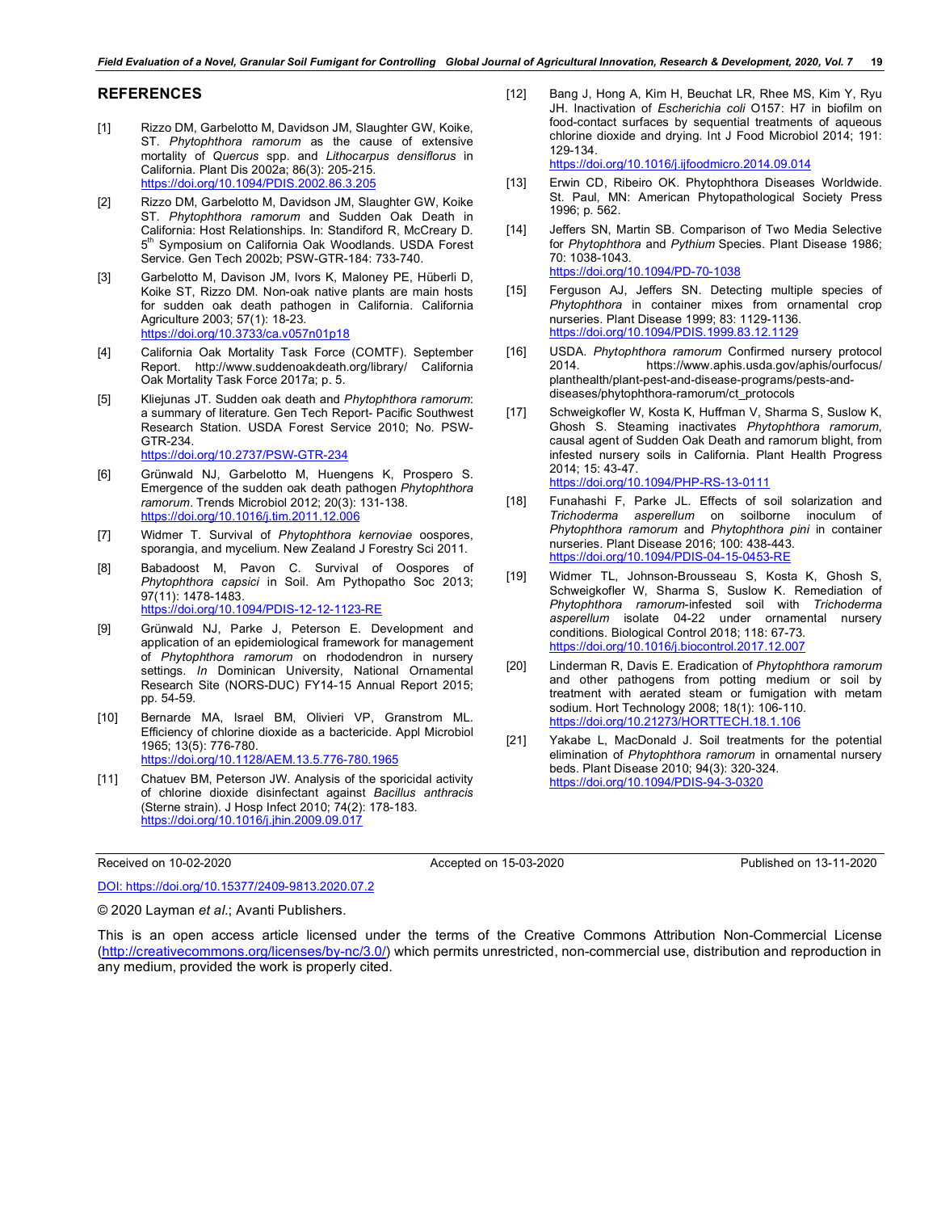## REFERENCES

[1] Rizzo DM, Garbelotto M, Davidson JM, Slaughter GW, Koike, ST. *Phytophthora ramorum* as the cause of extensive mortality of *Quercus* spp. and *Lithocarpus densiflorus* in California. Plant Dis 2002a; 86(3): 205-215. https://doi.org/10.1094/PDIS.2002.86.3.205

[2] Rizzo DM, Garbelotto M, Davidson JM, Slaughter GW, Koike ST. *Phytophthora ramorum* and Sudden Oak Death in California: Host Relationships. In: Standiford R, McCreary D. 5th Symposium on California Oak Woodlands. USDA Forest Service. Gen Tech 2002b; PSW-GTR-184: 733-740.

[3] Garbelotto M, Davison JM, Ivors K, Maloney PE, Hüberli D, Koike ST, Rizzo DM. Non-oak native plants are main hosts for sudden oak death pathogen in California. California Agriculture 2003; 57(1): 18-23. https://doi.org/10.3733/ca.v057n01p18

[4] California Oak Mortality Task Force (COMTF). September Report. http://www.suddenoakdeath.org/library/ California Oak Mortality Task Force 2017a; p. 5.

[5] Kliejunas JT. Sudden oak death and *Phytophthora ramorum*: a summary of literature. Gen Tech Report- Pacific Southwest Research Station. USDA Forest Service 2010; No. PSW-GTR-234. https://doi.org/10.2737/PSW-GTR-234

[6] Grünwald NJ, Garbelotto M, Huengens K, Prospero S. Emergence of the sudden oak death pathogen *Phytophthora ramorum*. Trends Microbiol 2012; 20(3): 131-138. https://doi.org/10.1016/j.tim.2011.12.006

[7] Widmer T. Survival of *Phytophthora kernoviae* oospores, sporangia, and mycelium. New Zealand J Forestry Sci 2011.

[8] Babadoost M, Pavon C. Survival of Oospores of *Phytophthora capsici* in Soil. Am Pythopatho Soc 2013; 97(11): 1478-1483. https://doi.org/10.1094/PDIS-12-12-1123-RE

[9] Grünwald NJ, Parke J, Peterson E. Development and application of an epidemiological framework for management of *Phytophthora ramorum* on rhododendron in nursery settings. *In* Dominican University, National Ornamental Research Site (NORS-DUC) FY14-15 Annual Report 2015; pp. 54-59.

[10] Bernarde MA, Israel BM, Olivieri VP, Granstrom ML. Efficiency of chlorine dioxide as a bactericide. Appl Microbiol 1965; 13(5): 776-780. https://doi.org/10.1128/AEM.13.5.776-780.1965

[11] Chatuev BM, Peterson JW. Analysis of the sporicidal activity of chlorine dioxide disinfectant against *Bacillus anthracis* (Sterne strain). J Hosp Infect 2010; 74(2): 178-183. https://doi.org/10.1016/j.jhin.2009.09.017

[12] Bang J, Hong A, Kim H, Beuchat LR, Rhee MS, Kim Y, Ryu JH. Inactivation of *Escherichia coli* O157: H7 in biofilm on food-contact surfaces by sequential treatments of aqueous chlorine dioxide and drying. Int J Food Microbiol 2014; 191: 129-134. https://doi.org/10.1016/j.ijfoodmicro.2014.09.014

[13] Erwin CD, Ribeiro OK. Phytophthora Diseases Worldwide. St. Paul, MN: American Phytopathological Society Press 1996; p. 562.

[14] Jeffers SN, Martin SB. Comparison of Two Media Selective for *Phytophthora* and *Pythium* Species. Plant Disease 1986; 70: 1038-1043. https://doi.org/10.1094/PD-70-1038

[15] Ferguson AJ, Jeffers SN. Detecting multiple species of *Phytophthora* in container mixes from ornamental crop nurseries. Plant Disease 1999; 83: 1129-1136. https://doi.org/10.1094/PDIS.1999.83.12.1129

[16] USDA. *Phytophthora ramorum* Confirmed nursery protocol 2014. https://www.aphis.usda.gov/aphis/ourfocus/planthealth/plant-pest-and-disease-programs/pests-and-diseases/phytophthora-ramorum/ct_protocols

[17] Schweigkofler W, Kosta K, Huffman V, Sharma S, Suslow K, Ghosh S. Steaming inactivates *Phytophthora ramorum*, causal agent of Sudden Oak Death and ramorum blight, from infested nursery soils in California. Plant Health Progress 2014; 15: 43-47. https://doi.org/10.1094/PHP-RS-13-0111

[18] Funahashi F, Parke JL. Effects of soil solarization and *Trichoderma asperellum* on soilborne inoculum of *Phytophthora ramorum* and *Phytophthora pini* in container nurseries. Plant Disease 2016; 100: 438-443. https://doi.org/10.1094/PDIS-04-15-0453-RE

[19] Widmer TL, Johnson-Brousseau S, Kosta K, Ghosh S, Schweigkofler W, Sharma S, Suslow K. Remediation of *Phytophthora ramorum*-infested soil with *Trichoderma asperellum* isolate 04-22 under ornamental nursery conditions. Biological Control 2018; 118: 67-73. https://doi.org/10.1016/j.biocontrol.2017.12.007

[20] Linderman R, Davis E. Eradication of *Phytophthora ramorum* and other pathogens from potting medium or soil by treatment with aerated steam or fumigation with metam sodium. Hort Technology 2008; 18(1): 106-110. https://doi.org/10.21273/HORTTECH.18.1.106

[21] Yakabe L, MacDonald J. Soil treatments for the potential elimination of *Phytophthora ramorum* in ornamental nursery beds. Plant Disease 2010; 94(3): 320-324. https://doi.org/10.1094/PDIS-94-3-0320

Received on 10-02-2020 | Accepted on 15-03-2020 | Published on 13-11-2020

DOI: https://doi.org/10.15377/2409-9813.2020.07.2

© 2020 Layman *et al*.; Avanti Publishers.

This is an open access article licensed under the terms of the Creative Commons Attribution Non-Commercial License (http://creativecommons.org/licenses/by-nc/3.0/) which permits unrestricted, non-commercial use, distribution and reproduction in any medium, provided the work is properly cited.